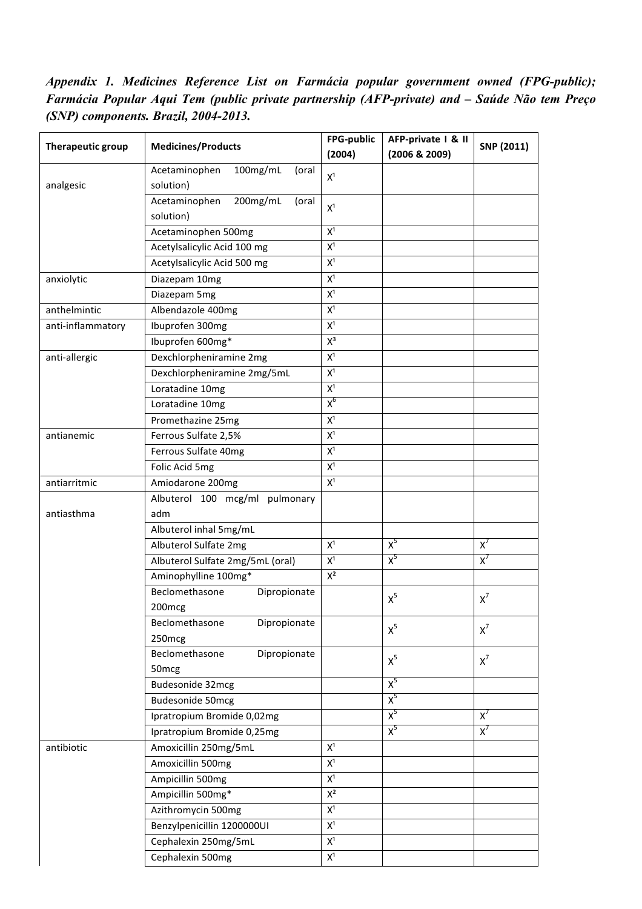*Appendix 1. Medicines Reference List on Farmácia popular government owned (FPG-public); Farmácia Popular Aqui Tem (public private partnership (AFP-private) and – Saúde Não tem Preço (SNP) components. Brazil, 2004-2013.*

| Therapeutic group | Medicines/Products | FPG-public (2004) | AFP-private I & II (2006 & 2009) | SNP (2011) |
|---|---|---|---|---|
| analgesic | Acetaminophen 100mg/mL (oral solution) | X[1] | | |
| | Acetaminophen 200mg/mL (oral solution) | X[1] | | |
| | Acetaminophen 500mg | X[1] | | |
| | Acetylsalicylic Acid 100 mg | X[1] | | |
| | Acetylsalicylic Acid 500 mg | X[1] | | |
| anxiolytic | Diazepam 10mg | X[1] | | |
| | Diazepam 5mg | X[1] | | |
| anthelmintic | Albendazole 400mg | X[1] | | |
| anti-inflammatory | Ibuprofen 300mg | X[1] | | |
| | Ibuprofen 600mg* | X[3] | | |
| anti-allergic | Dexchlorpheniramine 2mg | X[1] | | |
| | Dexchlorpheniramine 2mg/5mL | X[1] | | |
| | Loratadine 10mg | X[1] | | |
| | Loratadine 10mg | X[6] | | |
| | Promethazine 25mg | X[1] | | |
| antianemic | Ferrous Sulfate 2,5% | X[1] | | |
| | Ferrous Sulfate 40mg | X[1] | | |
| | Folic Acid 5mg | X[1] | | |
| antiarritmic | Amiodarone 200mg | X[1] | | |
| antiasthma | Albuterol 100 mcg/ml pulmonary adm | | | |
| | Albuterol inhal 5mg/mL | | | |
| | Albuterol Sulfate 2mg | X[1] | X[5] | X[7] |
| | Albuterol Sulfate 2mg/5mL (oral) | X[1] | X[5] | X[7] |
| | Aminophylline 100mg* | X[2] | | |
| | Beclomethasone Dipropionate 200mcg | | X[5] | X[7] |
| | Beclomethasone Dipropionate 250mcg | | X[5] | X[7] |
| | Beclomethasone Dipropionate 50mcg | | X[5] | X[7] |
| | Budesonide 32mcg | | X[5] | |
| | Budesonide 50mcg | | X[5] | |
| | Ipratropium Bromide 0,02mg | | X[5] | X[7] |
| | Ipratropium Bromide 0,25mg | | X[5] | X[7] |
| antibiotic | Amoxicillin 250mg/5mL | X[1] | | |
| | Amoxicillin 500mg | X[1] | | |
| | Ampicillin 500mg | X[1] | | |
| | Ampicillin 500mg* | X[2] | | |
| | Azithromycin 500mg | X[1] | | |
| | Benzylpenicillin 1200000UI | X[1] | | |
| | Cephalexin 250mg/5mL | X[1] | | |
| | Cephalexin 500mg | X[1] | | |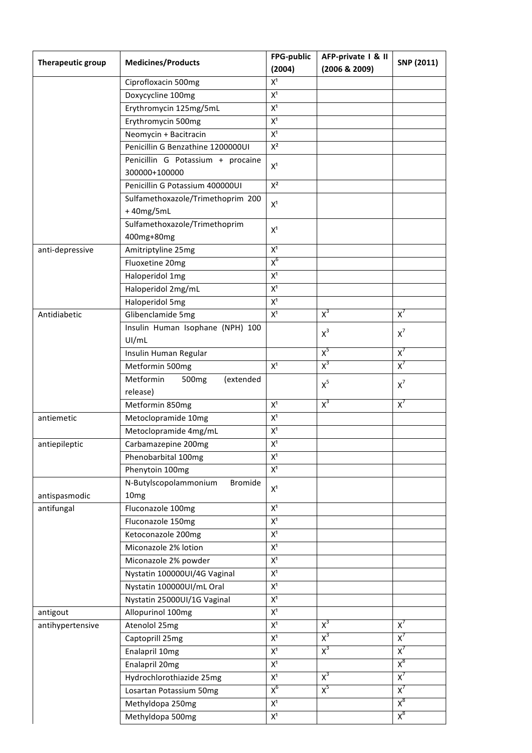| Therapeutic group | Medicines/Products | FPG-public (2004) | AFP-private I & II (2006 & 2009) | SNP (2011) |
|---|---|---|---|---|
| | Ciprofloxacin 500mg | X[1] | | |
| | Doxycycline 100mg | X[1] | | |
| | Erythromycin 125mg/5mL | X[1] | | |
| | Erythromycin 500mg | X[1] | | |
| | Neomycin + Bacitracin | X[1] | | |
| | Penicillin G Benzathine 1200000UI | X[2] | | |
| | Penicillin G Potassium + procaine 300000+100000 | X[1] | | |
| | Penicillin G Potassium 400000UI | X[2] | | |
| | Sulfamethoxazole/Trimethoprim 200 + 40mg/5mL | X[1] | | |
| | Sulfamethoxazole/Trimethoprim 400mg+80mg | X[1] | | |
| anti-depressive | Amitriptyline 25mg | X[1] | | |
| | Fluoxetine 20mg | X[6] | | |
| | Haloperidol 1mg | X[1] | | |
| | Haloperidol 2mg/mL | X[1] | | |
| | Haloperidol 5mg | X[1] | | |
| Antidiabetic | Glibenclamide 5mg | X[1] | X[3] | X[7] |
| | Insulin Human Isophane (NPH) 100 UI/mL | | X[3] | X[7] |
| | Insulin Human Regular | | X[5] | X[7] |
| | Metformin 500mg | X[1] | X[3] | X[7] |
| | Metformin 500mg (extended release) | | X[5] | X[7] |
| | Metformin 850mg | X[1] | X[3] | X[7] |
| antiemetic | Metoclopramide 10mg | X[1] | | |
| | Metoclopramide 4mg/mL | X[1] | | |
| antiepileptic | Carbamazepine 200mg | X[1] | | |
| | Phenobarbital 100mg | X[1] | | |
| | Phenytoin 100mg | X[1] | | |
| antispasmodic | N-Butylscopolammonium Bromide 10mg | X[1] | | |
| antifungal | Fluconazole 100mg | X[1] | | |
| | Fluconazole 150mg | X[1] | | |
| | Ketoconazole 200mg | X[1] | | |
| | Miconazole 2% lotion | X[1] | | |
| | Miconazole 2% powder | X[1] | | |
| | Nystatin 100000UI/4G Vaginal | X[1] | | |
| | Nystatin 100000UI/mL Oral | X[1] | | |
| | Nystatin 25000UI/1G Vaginal | X[1] | | |
| antigout | Allopurinol 100mg | X[1] | | |
| antihypertensive | Atenolol 25mg | X[1] | X[3] | X[7] |
| | Captoprill 25mg | X[1] | X[3] | X[7] |
| | Enalapril 10mg | X[1] | X[3] | X[7] |
| | Enalapril 20mg | X[1] | | X[8] |
| | Hydrochlorothiazide 25mg | X[1] | X[3] | X[7] |
| | Losartan Potassium 50mg | X[6] | X[5] | X[7] |
| | Methyldopa 250mg | X[1] | | X[8] |
| | Methyldopa 500mg | X[1] | | X[8] |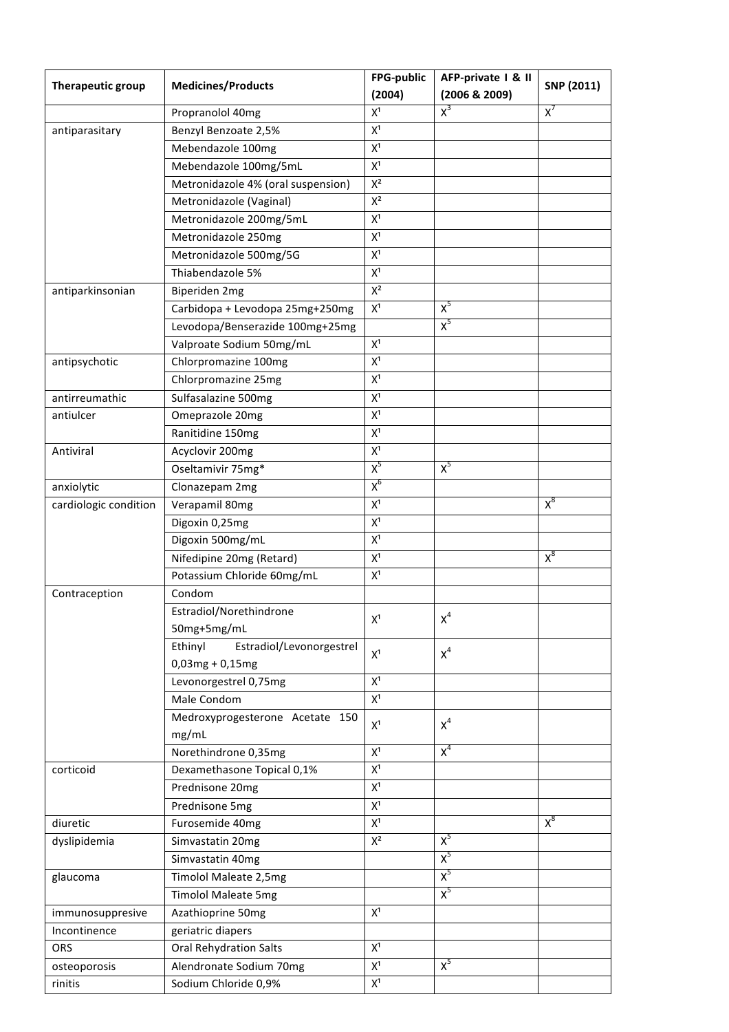| Therapeutic group | Medicines/Products | FPG-public (2004) | AFP-private I & II (2006 & 2009) | SNP (2011) |
|---|---|---|---|---|
| | Propranolol 40mg | X[1] | X[3] | X[7] |
| antiparasitary | Benzyl Benzoate 2,5% | X[1] | | |
| | Mebendazole 100mg | X[1] | | |
| | Mebendazole 100mg/5mL | X[1] | | |
| | Metronidazole 4% (oral suspension) | X[2] | | |
| | Metronidazole (Vaginal) | X[2] | | |
| | Metronidazole 200mg/5mL | X[1] | | |
| | Metronidazole 250mg | X[1] | | |
| | Metronidazole 500mg/5G | X[1] | | |
| | Thiabendazole 5% | X[1] | | |
| antiparkinsonian | Biperiden 2mg | X[2] | | |
| | Carbidopa + Levodopa 25mg+250mg | X[1] | X[5] | |
| | Levodopa/Benserazide 100mg+25mg | | X[5] | |
| | Valproate Sodium 50mg/mL | X[1] | | |
| antipsychotic | Chlorpromazine 100mg | X[1] | | |
| | Chlorpromazine 25mg | X[1] | | |
| antirreumathic | Sulfasalazine 500mg | X[1] | | |
| antiulcer | Omeprazole 20mg | X[1] | | |
| | Ranitidine 150mg | X[1] | | |
| Antiviral | Acyclovir 200mg | X[1] | | |
| | Oseltamivir 75mg* | X[5] | X[5] | |
| anxiolytic | Clonazepam 2mg | X[6] | | |
| cardiologic condition | Verapamil 80mg | X[1] | | X[8] |
| | Digoxin 0,25mg | X[1] | | |
| | Digoxin 500mg/mL | X[1] | | |
| | Nifedipine 20mg (Retard) | X[1] | | X[8] |
| | Potassium Chloride 60mg/mL | X[1] | | |
| Contraception | Condom | | | |
| | Estradiol/Norethindrone 50mg+5mg/mL | X[1] | X[4] | |
| | Ethinyl Estradiol/Levonorgestrel 0,03mg + 0,15mg | X[1] | X[4] | |
| | Levonorgestrel 0,75mg | X[1] | | |
| | Male Condom | X[1] | | |
| | Medroxyprogesterone Acetate 150 mg/mL | X[1] | X[4] | |
| | Norethindrone 0,35mg | X[1] | X[4] | |
| corticoid | Dexamethasone Topical 0,1% | X[1] | | |
| | Prednisone 20mg | X[1] | | |
| | Prednisone 5mg | X[1] | | |
| diuretic | Furosemide 40mg | X[1] | | X[8] |
| dyslipidemia | Simvastatin 20mg | X[2] | X[5] | |
| | Simvastatin 40mg | | X[5] | |
| glaucoma | Timolol Maleate 2,5mg | | X[5] | |
| | Timolol Maleate 5mg | | X[5] | |
| immunosuppresive | Azathioprine 50mg | X[1] | | |
| Incontinence | geriatric diapers | | | |
| ORS | Oral Rehydration Salts | X[1] | | |
| osteoporosis | Alendronate Sodium 70mg | X[1] | X[5] | |
| rinitis | Sodium Chloride 0,9% | X[1] | | |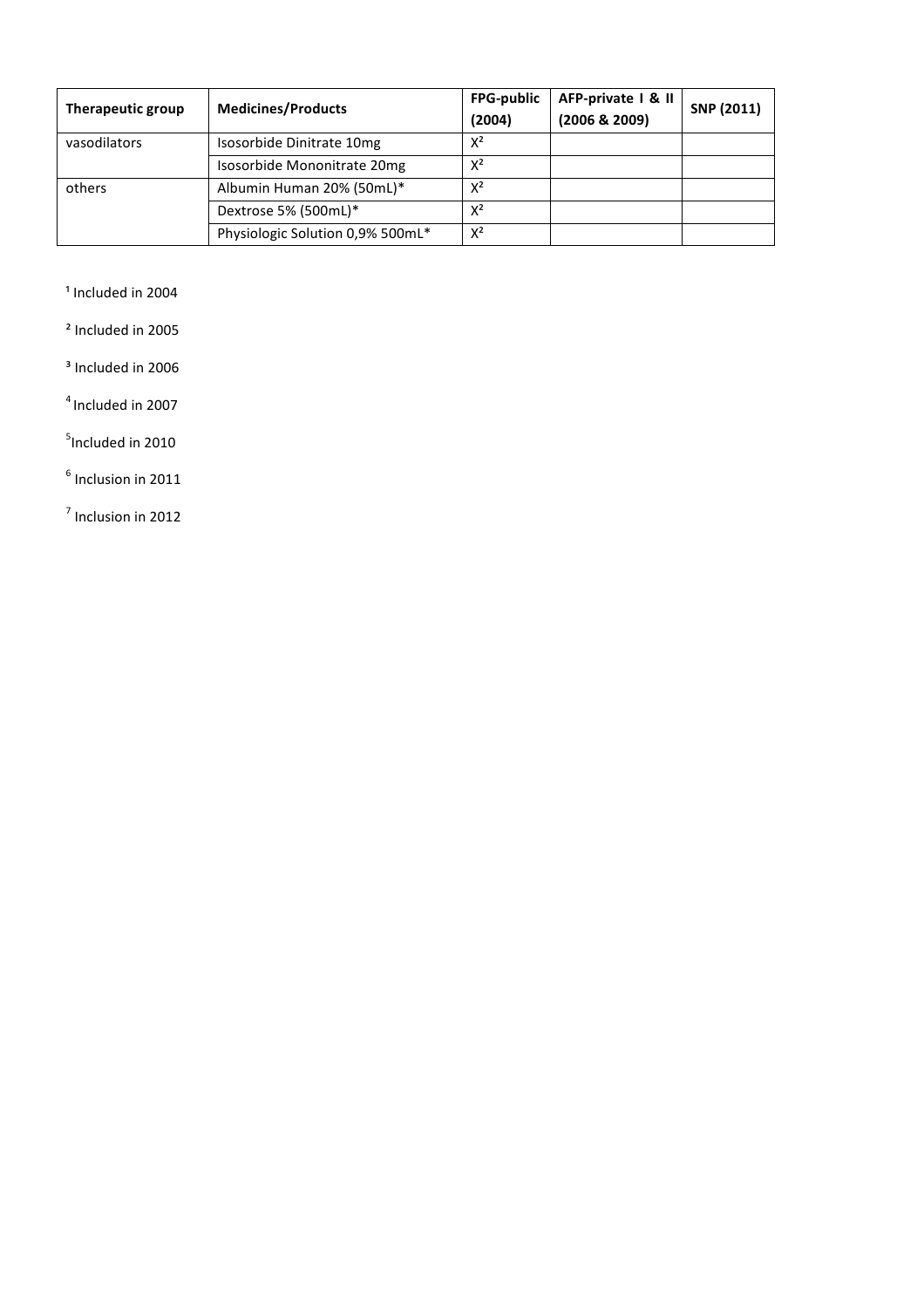| Therapeutic group | Medicines/Products | FPG-public (2004) | AFP-private I & II (2006 & 2009) | SNP (2011) |
|---|---|---|---|---|
| vasodilators | Isosorbide Dinitrate 10mg | X[2] | | |
| | Isosorbide Mononitrate 20mg | X[2] | | |
| others | Albumin Human 20% (50mL)* | X[2] | | |
| | Dextrose 5% (500mL)* | X[2] | | |
| | Physiologic Solution 0,9% 500mL* | X[2] | | |

[1] Included in 2004

[2] Included in 2005

[3] Included in 2006

[4] Included in 2007

[5] Included in 2010

[6] Inclusion in 2011

[7] Inclusion in 2012